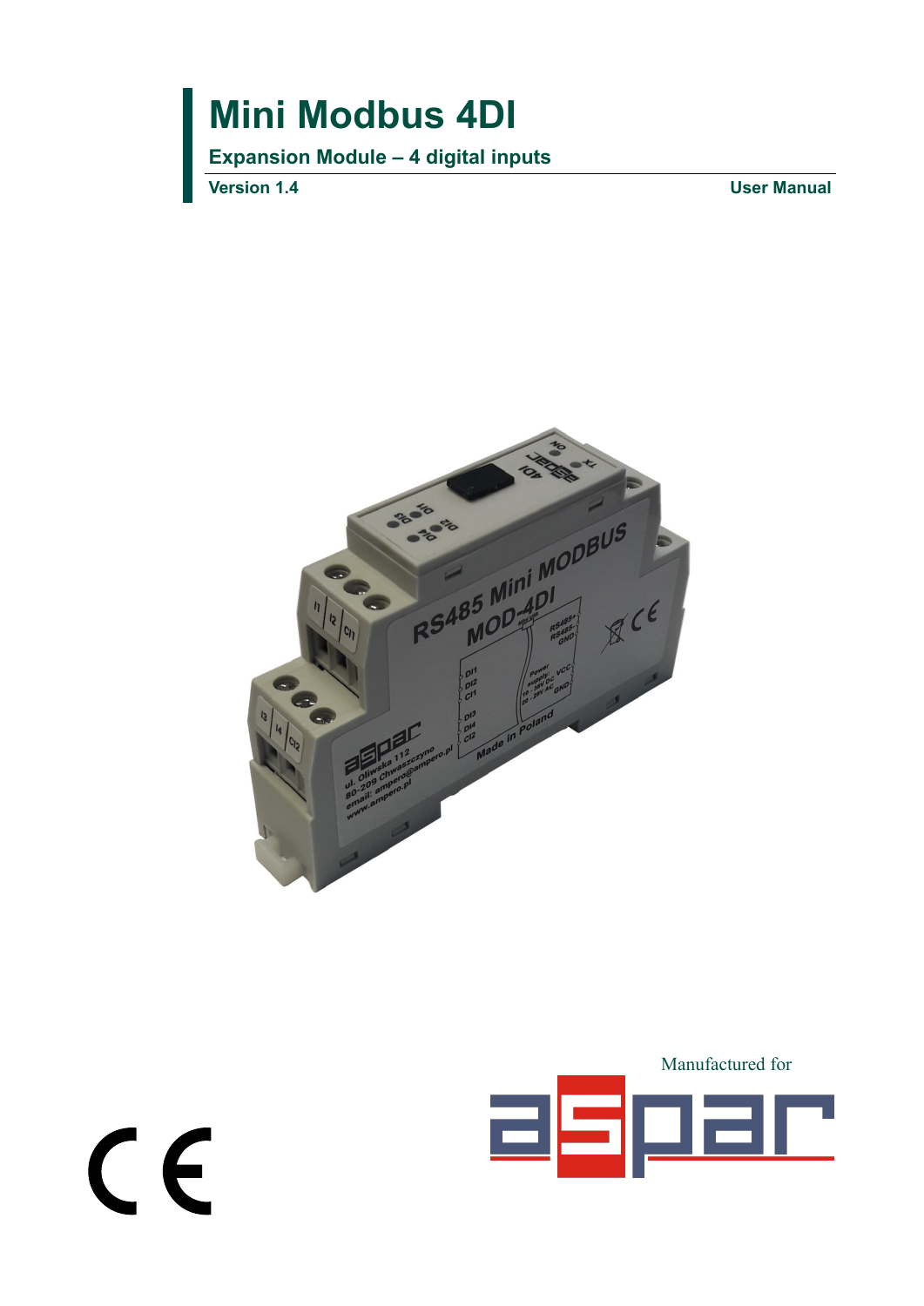# Mini Modbus 4DI

## Expansion Module – 4 digital inputs

**Version 1.4** **User Manual**

Manufactured for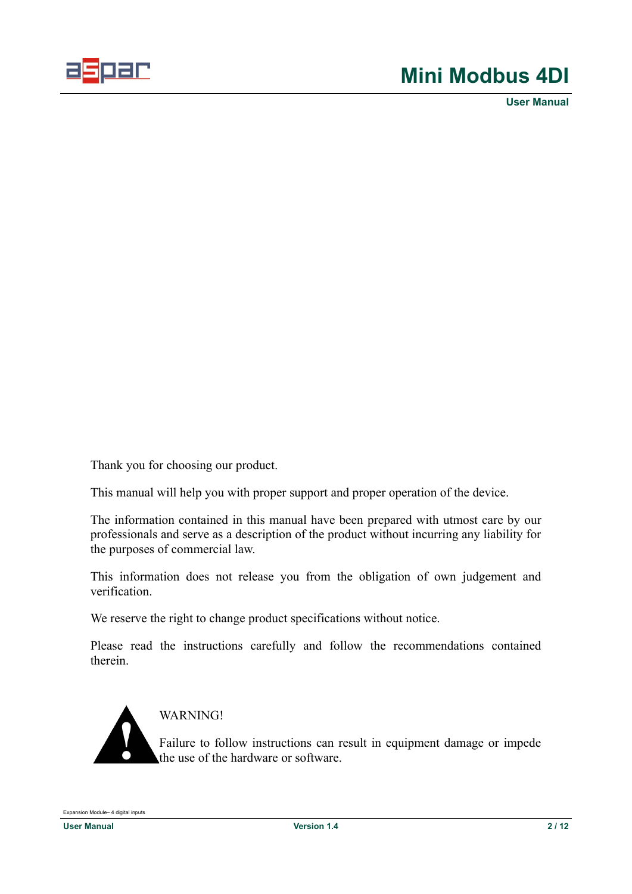Thank you for choosing our product.

This manual will help you with proper support and proper operation of the device.

The information contained in this manual have been prepared with utmost care by our professionals and serve as a description of the product without incurring any liability for the purposes of commercial law.

This information does not release you from the obligation of own judgement and verification.

We reserve the right to change product specifications without notice.

Please read the instructions carefully and follow the recommendations contained therein.

WARNING!

Failure to follow instructions can result in equipment damage or impede the use of the hardware or software.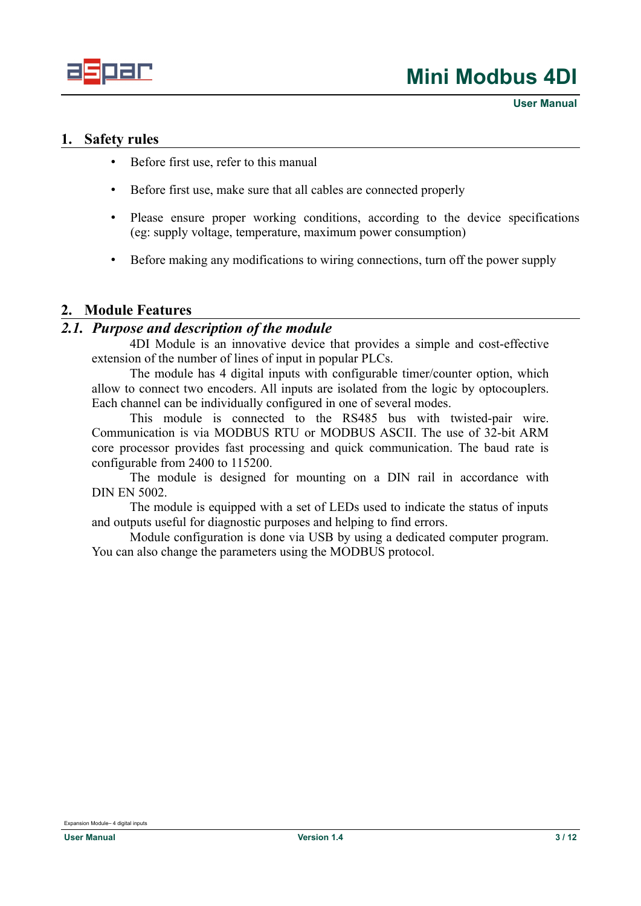## 1. Safety rules

- Before first use, refer to this manual
- Before first use, make sure that all cables are connected properly
- Please ensure proper working conditions, according to the device specifications (eg: supply voltage, temperature, maximum power consumption)
- Before making any modifications to wiring connections, turn off the power supply

## 2. Module Features

### *2.1. Purpose and description of the module*

4DI Module is an innovative device that provides a simple and cost-effective extension of the number of lines of input in popular PLCs.

The module has 4 digital inputs with configurable timer/counter option, which allow to connect two encoders. All inputs are isolated from the logic by optocouplers. Each channel can be individually configured in one of several modes.

This module is connected to the RS485 bus with twisted-pair wire. Communication is via MODBUS RTU or MODBUS ASCII. The use of 32-bit ARM core processor provides fast processing and quick communication. The baud rate is configurable from 2400 to 115200.

The module is designed for mounting on a DIN rail in accordance with DIN EN 5002.

The module is equipped with a set of LEDs used to indicate the status of inputs and outputs useful for diagnostic purposes and helping to find errors.

Module configuration is done via USB by using a dedicated computer program. You can also change the parameters using the MODBUS protocol.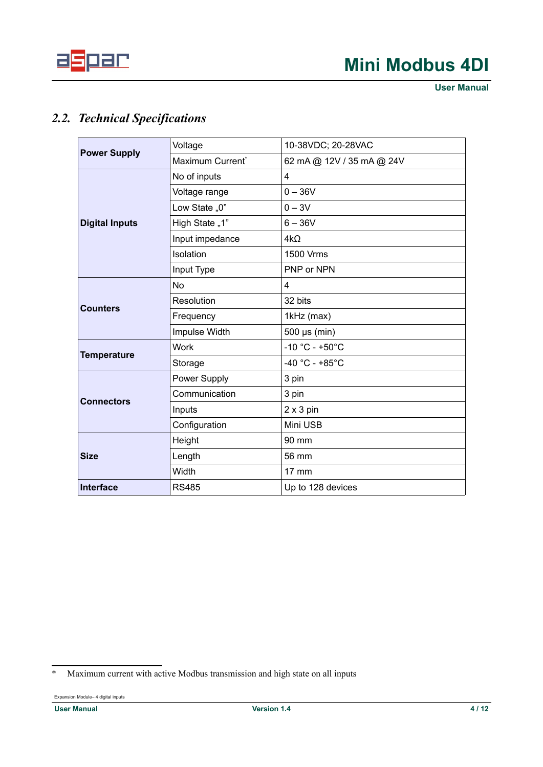## 2.2. *Technical Specifications*

| | | |
|---|---|---|
| **Power Supply** | Voltage | 10-38VDC; 20-28VAC |
| | Maximum Current* | 62 mA @ 12V / 35 mA @ 24V |
| **Digital Inputs** | No of inputs | 4 |
| | Voltage range | 0 – 36V |
| | Low State „0" | 0 – 3V |
| | High State „1" | 6 – 36V |
| | Input impedance | 4kΩ |
| | Isolation | 1500 Vrms |
| | Input Type | PNP or NPN |
| **Counters** | No | 4 |
| | Resolution | 32 bits |
| | Frequency | 1kHz (max) |
| | Impulse Width | 500 μs (min) |
| **Temperature** | Work | -10 °C - +50°C |
| | Storage | -40 °C - +85°C |
| **Connectors** | Power Supply | 3 pin |
| | Communication | 3 pin |
| | Inputs | 2 x 3 pin |
| | Configuration | Mini USB |
| **Size** | Height | 90 mm |
| | Length | 56 mm |
| | Width | 17 mm |
| **Interface** | RS485 | Up to 128 devices |

* Maximum current with active Modbus transmission and high state on all inputs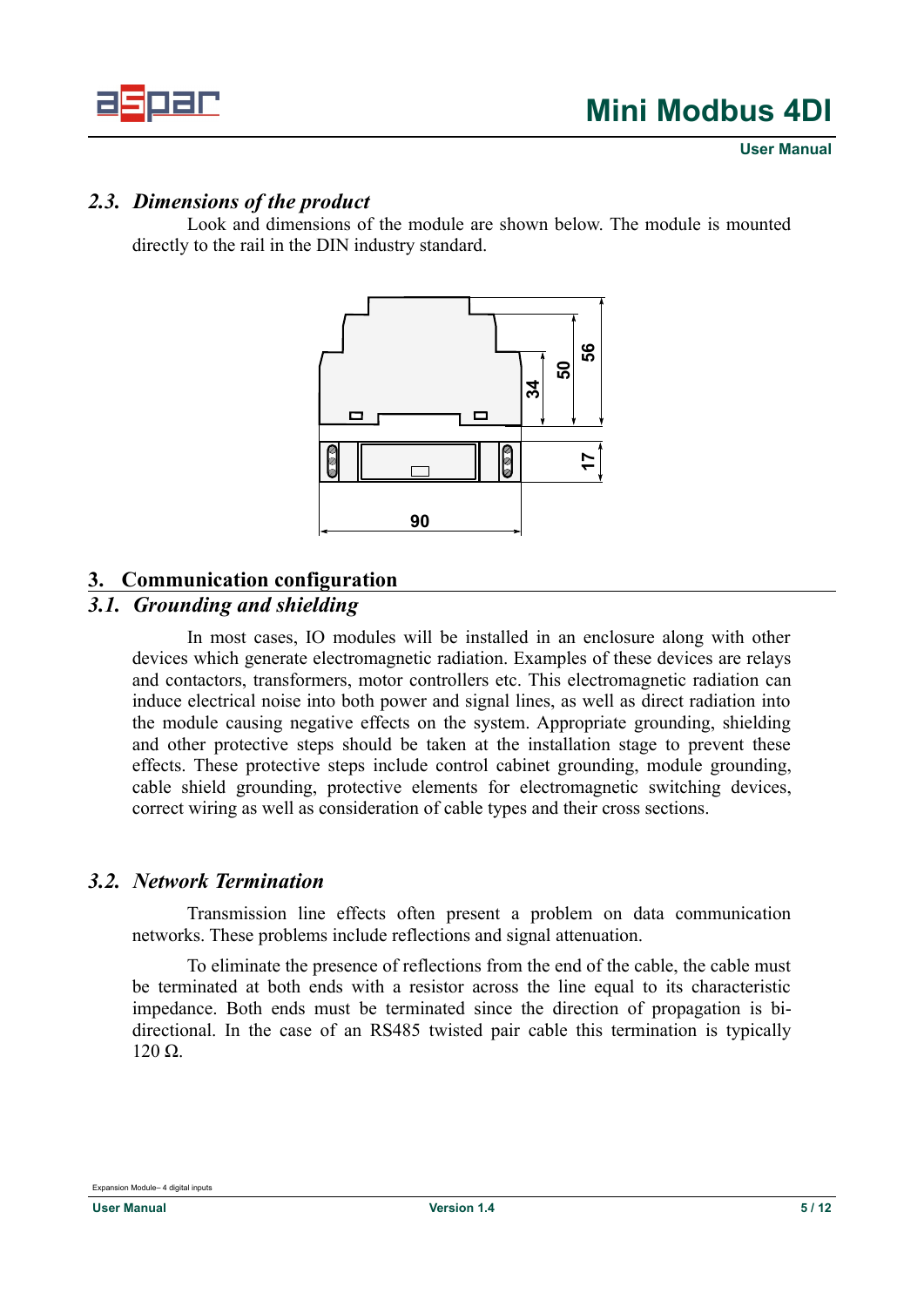## 2.3. *Dimensions of the product*

Look and dimensions of the module are shown below. The module is mounted directly to the rail in the DIN industry standard.

# 3. Communication configuration

## 3.1. *Grounding and shielding*

In most cases, IO modules will be installed in an enclosure along with other devices which generate electromagnetic radiation. Examples of these devices are relays and contactors, transformers, motor controllers etc. This electromagnetic radiation can induce electrical noise into both power and signal lines, as well as direct radiation into the module causing negative effects on the system. Appropriate grounding, shielding and other protective steps should be taken at the installation stage to prevent these effects. These protective steps include control cabinet grounding, module grounding, cable shield grounding, protective elements for electromagnetic switching devices, correct wiring as well as consideration of cable types and their cross sections.

## 3.2. *Network Termination*

Transmission line effects often present a problem on data communication networks. These problems include reflections and signal attenuation.

To eliminate the presence of reflections from the end of the cable, the cable must be terminated at both ends with a resistor across the line equal to its characteristic impedance. Both ends must be terminated since the direction of propagation is bi-directional. In the case of an RS485 twisted pair cable this termination is typically 120 Ω.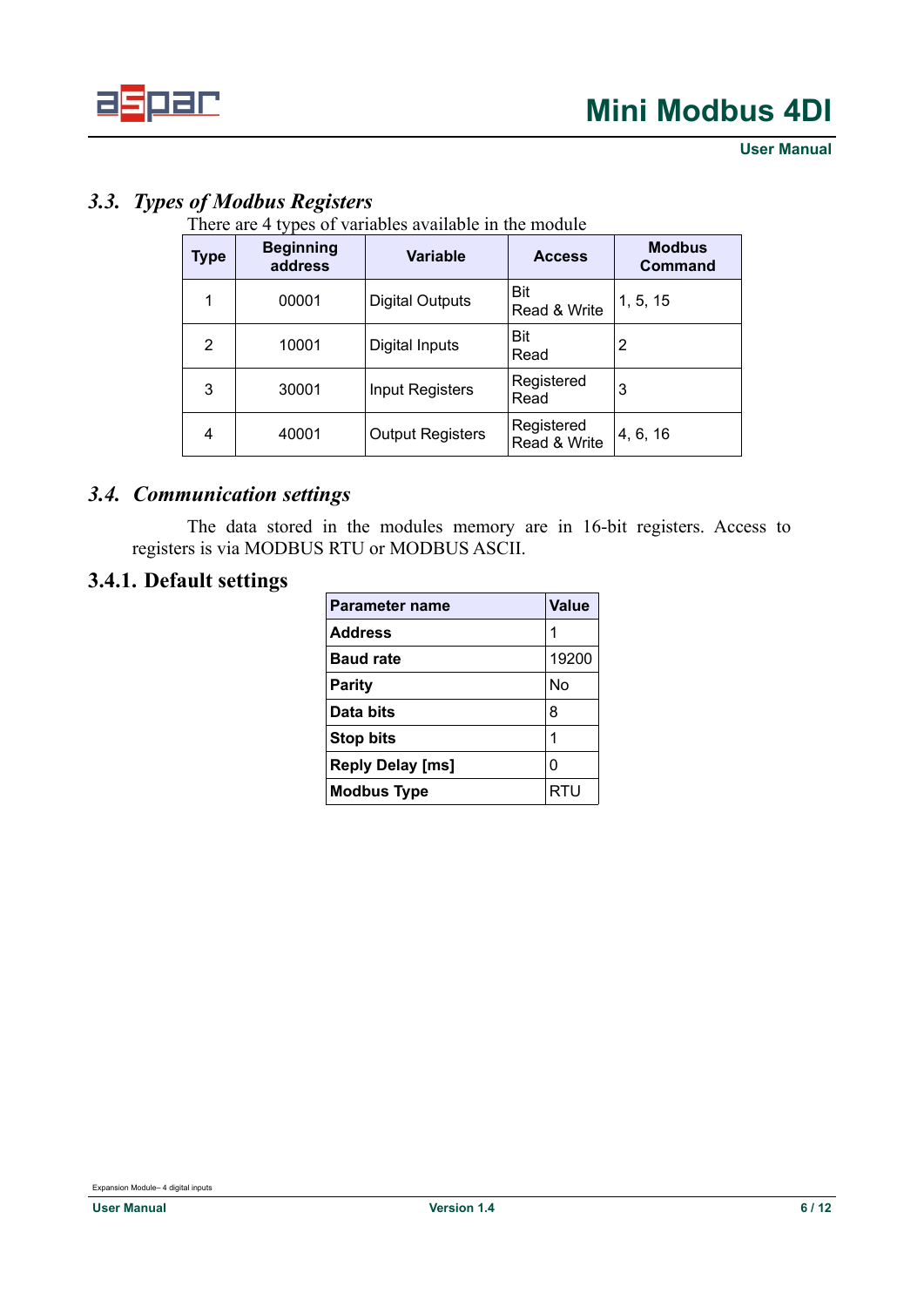## *3.3. Types of Modbus Registers*

There are 4 types of variables available in the module

| Type | Beginning address | Variable | Access | Modbus Command |
|---|---|---|---|---|
| 1 | 00001 | Digital Outputs | Bit Read & Write | 1, 5, 15 |
| 2 | 10001 | Digital Inputs | Bit Read | 2 |
| 3 | 30001 | Input Registers | Registered Read | 3 |
| 4 | 40001 | Output Registers | Registered Read & Write | 4, 6, 16 |

## *3.4. Communication settings*

The data stored in the modules memory are in 16-bit registers. Access to registers is via MODBUS RTU or MODBUS ASCII.

### 3.4.1. Default settings

| Parameter name | Value |
|---|---|
| **Address** | 1 |
| **Baud rate** | 19200 |
| **Parity** | No |
| **Data bits** | 8 |
| **Stop bits** | 1 |
| **Reply Delay [ms]** | 0 |
| **Modbus Type** | RTU |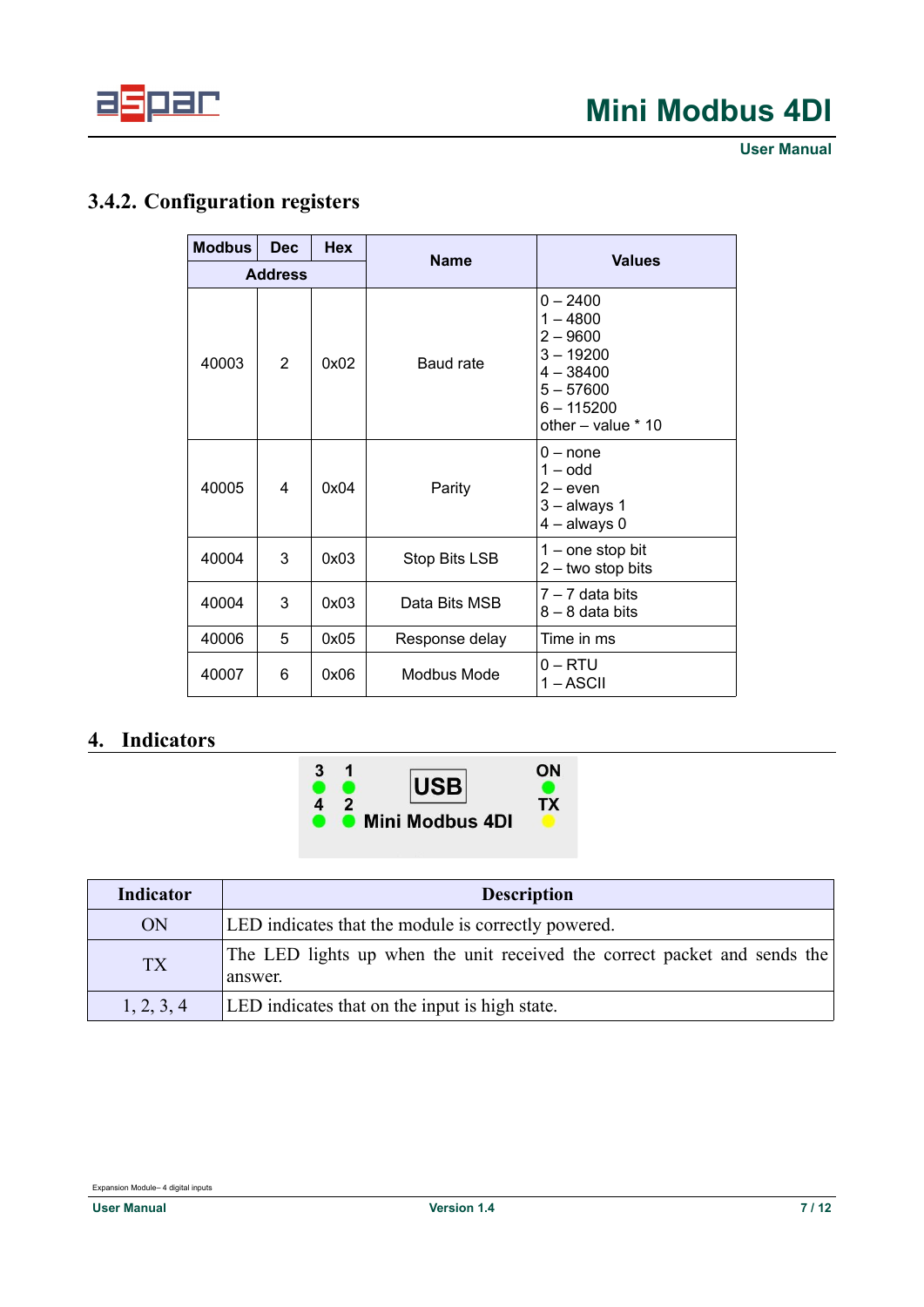### 3.4.2. Configuration registers

| Modbus | Dec | Hex | Name | Values |
|---|---|---|---|---|
| Address | | | | |
| 40003 | 2 | 0x02 | Baud rate | 0 – 2400<br>1 – 4800<br>2 – 9600<br>3 – 19200<br>4 – 38400<br>5 – 57600<br>6 – 115200<br>other – value * 10 |
| 40005 | 4 | 0x04 | Parity | 0 – none<br>1 – odd<br>2 – even<br>3 – always 1<br>4 – always 0 |
| 40004 | 3 | 0x03 | Stop Bits LSB | 1 – one stop bit<br>2 – two stop bits |
| 40004 | 3 | 0x03 | Data Bits MSB | 7 – 7 data bits<br>8 – 8 data bits |
| 40006 | 5 | 0x05 | Response delay | Time in ms |
| 40007 | 6 | 0x06 | Modbus Mode | 0 – RTU<br>1 – ASCII |

## 4. Indicators

3 1 USB ON
4 2 Mini Modbus 4DI TX

| Indicator | Description |
|---|---|
| ON | LED indicates that the module is correctly powered. |
| TX | The LED lights up when the unit received the correct packet and sends the answer. |
| 1, 2, 3, 4 | LED indicates that on the input is high state. |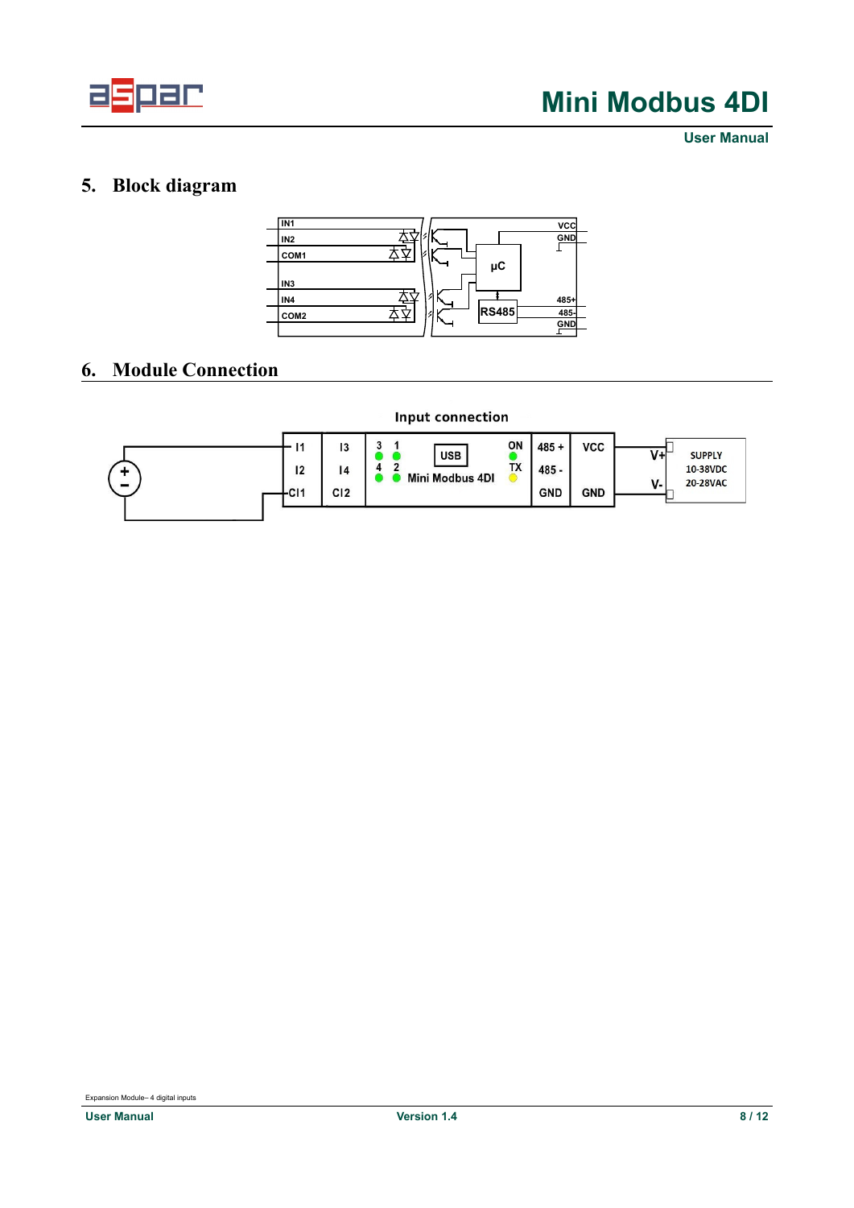## 5. Block diagram

## 6. Module Connection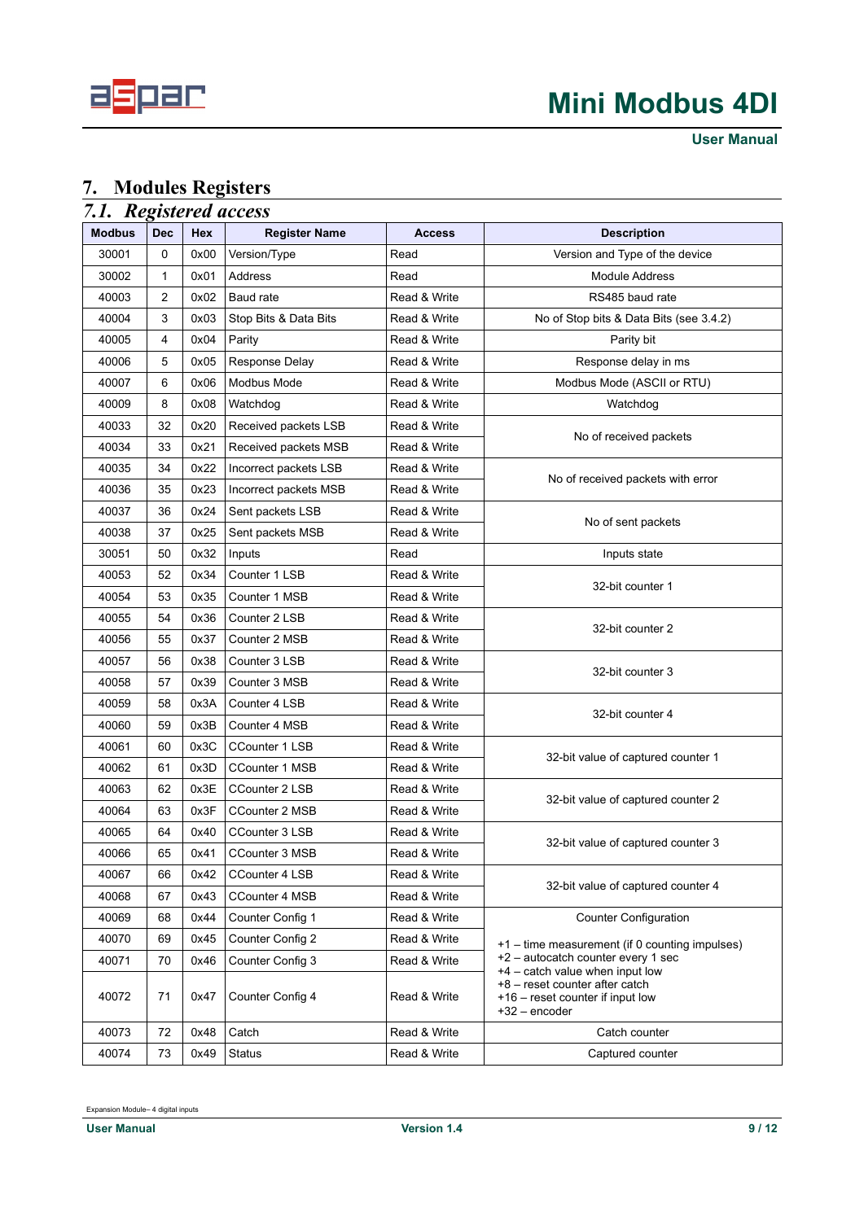# 7. Modules Registers

## 7.1. Registered access

| Modbus | Dec | Hex | Register Name | Access | Description |
|---|---|---|---|---|---|
| 30001 | 0 | 0x00 | Version/Type | Read | Version and Type of the device |
| 30002 | 1 | 0x01 | Address | Read | Module Address |
| 40003 | 2 | 0x02 | Baud rate | Read & Write | RS485 baud rate |
| 40004 | 3 | 0x03 | Stop Bits & Data Bits | Read & Write | No of Stop bits & Data Bits (see 3.4.2) |
| 40005 | 4 | 0x04 | Parity | Read & Write | Parity bit |
| 40006 | 5 | 0x05 | Response Delay | Read & Write | Response delay in ms |
| 40007 | 6 | 0x06 | Modbus Mode | Read & Write | Modbus Mode (ASCII or RTU) |
| 40009 | 8 | 0x08 | Watchdog | Read & Write | Watchdog |
| 40033 | 32 | 0x20 | Received packets LSB | Read & Write | No of received packets |
| 40034 | 33 | 0x21 | Received packets MSB | Read & Write | |
| 40035 | 34 | 0x22 | Incorrect packets LSB | Read & Write | No of received packets with error |
| 40036 | 35 | 0x23 | Incorrect packets MSB | Read & Write | |
| 40037 | 36 | 0x24 | Sent packets LSB | Read & Write | No of sent packets |
| 40038 | 37 | 0x25 | Sent packets MSB | Read & Write | |
| 30051 | 50 | 0x32 | Inputs | Read | Inputs state |
| 40053 | 52 | 0x34 | Counter 1 LSB | Read & Write | 32-bit counter 1 |
| 40054 | 53 | 0x35 | Counter 1 MSB | Read & Write | |
| 40055 | 54 | 0x36 | Counter 2 LSB | Read & Write | 32-bit counter 2 |
| 40056 | 55 | 0x37 | Counter 2 MSB | Read & Write | |
| 40057 | 56 | 0x38 | Counter 3 LSB | Read & Write | 32-bit counter 3 |
| 40058 | 57 | 0x39 | Counter 3 MSB | Read & Write | |
| 40059 | 58 | 0x3A | Counter 4 LSB | Read & Write | 32-bit counter 4 |
| 40060 | 59 | 0x3B | Counter 4 MSB | Read & Write | |
| 40061 | 60 | 0x3C | CCounter 1 LSB | Read & Write | 32-bit value of captured counter 1 |
| 40062 | 61 | 0x3D | CCounter 1 MSB | Read & Write | |
| 40063 | 62 | 0x3E | CCounter 2 LSB | Read & Write | 32-bit value of captured counter 2 |
| 40064 | 63 | 0x3F | CCounter 2 MSB | Read & Write | |
| 40065 | 64 | 0x40 | CCounter 3 LSB | Read & Write | 32-bit value of captured counter 3 |
| 40066 | 65 | 0x41 | CCounter 3 MSB | Read & Write | |
| 40067 | 66 | 0x42 | CCounter 4 LSB | Read & Write | 32-bit value of captured counter 4 |
| 40068 | 67 | 0x43 | CCounter 4 MSB | Read & Write | |
| 40069 | 68 | 0x44 | Counter Config 1 | Read & Write | Counter Configuration<br>+1 – time measurement (if 0 counting impulses)<br>+2 – autocatch counter every 1 sec<br>+4 – catch value when input low<br>+8 – reset counter after catch<br>+16 – reset counter if input low<br>+32 – encoder |
| 40070 | 69 | 0x45 | Counter Config 2 | Read & Write | |
| 40071 | 70 | 0x46 | Counter Config 3 | Read & Write | |
| 40072 | 71 | 0x47 | Counter Config 4 | Read & Write | |
| 40073 | 72 | 0x48 | Catch | Read & Write | Catch counter |
| 40074 | 73 | 0x49 | Status | Read & Write | Captured counter |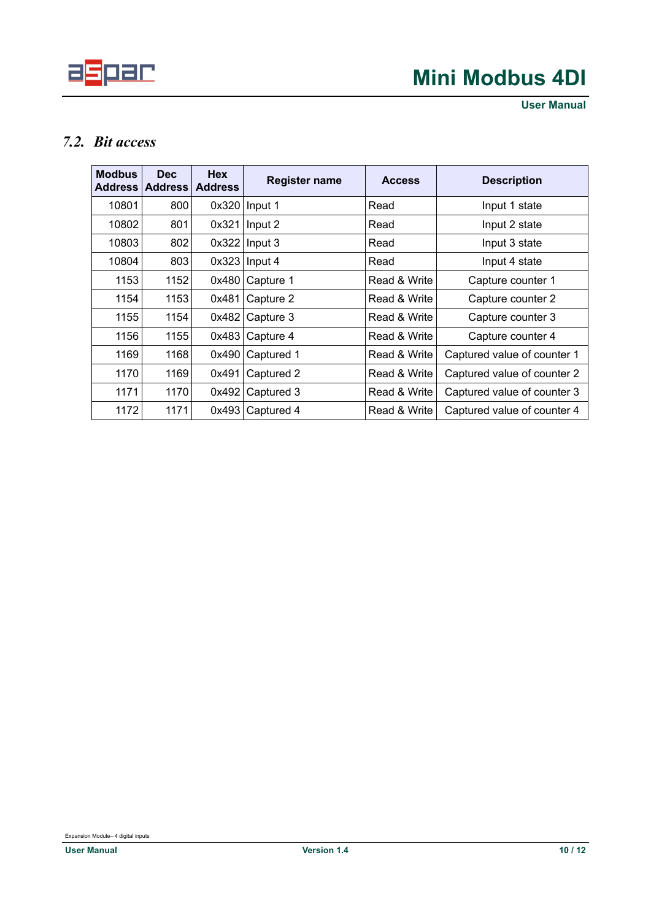## 7.2. *Bit access*

| Modbus Address | Dec Address | Hex Address | Register name | Access | Description |
|---|---|---|---|---|---|
| 10801 | 800 | 0x320 | Input 1 | Read | Input 1 state |
| 10802 | 801 | 0x321 | Input 2 | Read | Input 2 state |
| 10803 | 802 | 0x322 | Input 3 | Read | Input 3 state |
| 10804 | 803 | 0x323 | Input 4 | Read | Input 4 state |
| 1153 | 1152 | 0x480 | Capture 1 | Read & Write | Capture counter 1 |
| 1154 | 1153 | 0x481 | Capture 2 | Read & Write | Capture counter 2 |
| 1155 | 1154 | 0x482 | Capture 3 | Read & Write | Capture counter 3 |
| 1156 | 1155 | 0x483 | Capture 4 | Read & Write | Capture counter 4 |
| 1169 | 1168 | 0x490 | Captured 1 | Read & Write | Captured value of counter 1 |
| 1170 | 1169 | 0x491 | Captured 2 | Read & Write | Captured value of counter 2 |
| 1171 | 1170 | 0x492 | Captured 3 | Read & Write | Captured value of counter 3 |
| 1172 | 1171 | 0x493 | Captured 4 | Read & Write | Captured value of counter 4 |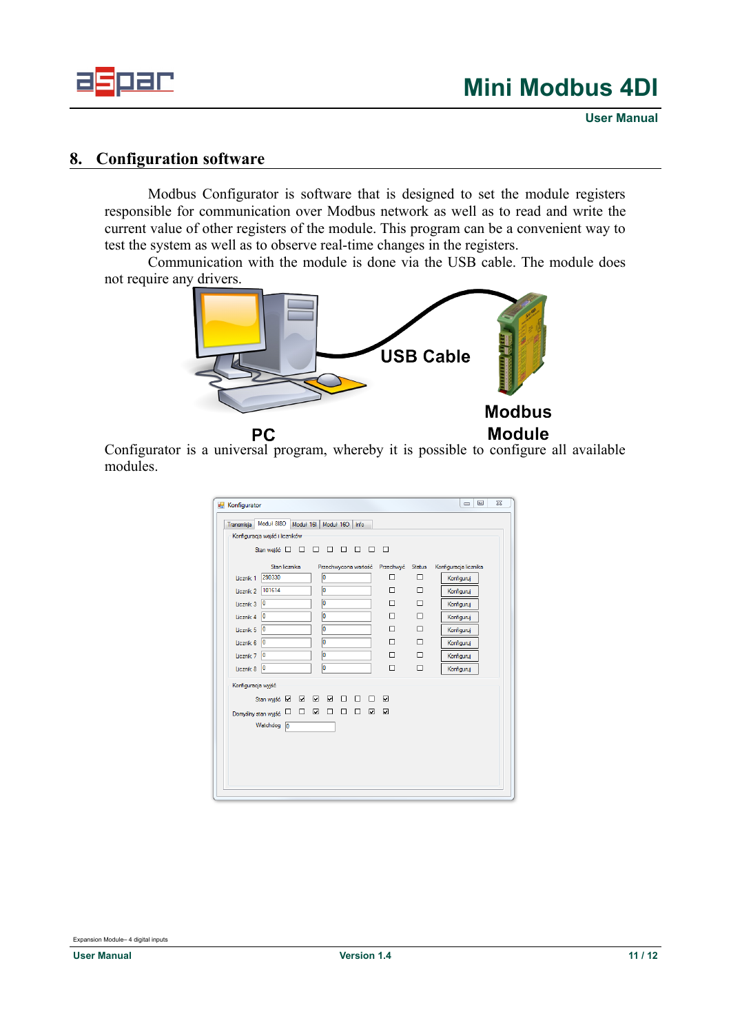## 8. Configuration software

Modbus Configurator is software that is designed to set the module registers responsible for communication over Modbus network as well as to read and write the current value of other registers of the module. This program can be a convenient way to test the system as well as to observe real-time changes in the registers.

Communication with the module is done via the USB cable. The module does not require any drivers.

USB Cable

PC

Modbus Module

Configurator is a universal program, whereby it is possible to configure all available modules.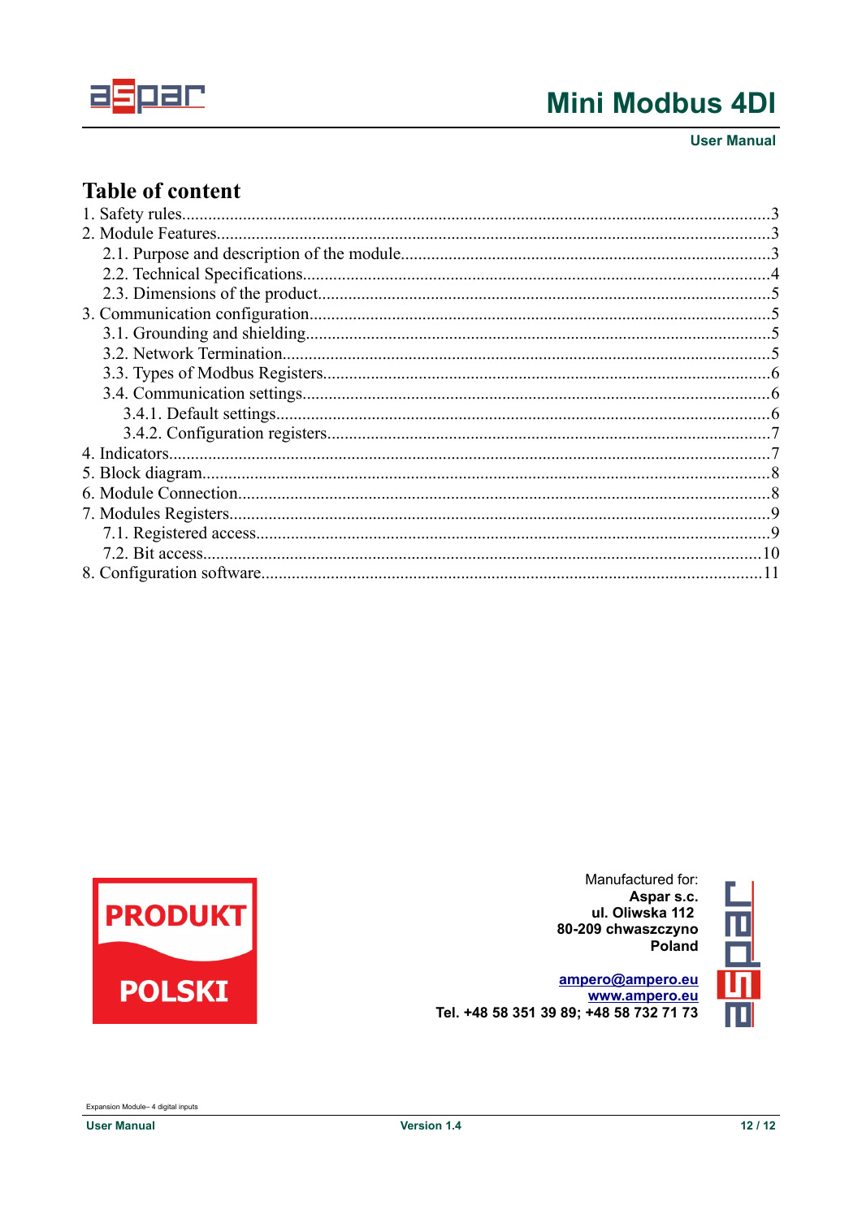## Table of content

1. Safety rules....................................................................................................................3
2. Module Features.............................................................................................................3
   - 2.1. Purpose and description of the module.................................................................3
   - 2.2. Technical Specifications..........................................................................................4
   - 2.3. Dimensions of the product.......................................................................................5
3. Communication configuration.........................................................................................5
   - 3.1. Grounding and shielding..........................................................................................5
   - 3.2. Network Termination................................................................................................5
   - 3.3. Types of Modbus Registers......................................................................................6
   - 3.4. Communication settings...........................................................................................6
     - 3.4.1. Default settings.................................................................................................6
     - 3.4.2. Configuration registers.....................................................................................7
4. Indicators.........................................................................................................................7
5. Block diagram..................................................................................................................8
6. Module Connection..........................................................................................................8
7. Modules Registers...........................................................................................................9
   - 7.1. Registered access.....................................................................................................9
   - 7.2. Bit access...............................................................................................................10
8. Configuration software..................................................................................................11

PRODUKT POLSKI

Manufactured for:
**Aspar s.c.**
**ul. Oliwska 112**
**80-209 chwaszczyno**
**Poland**

**ampero@ampero.eu**
**www.ampero.eu**
**Tel. +48 58 351 39 89; +48 58 732 71 73**